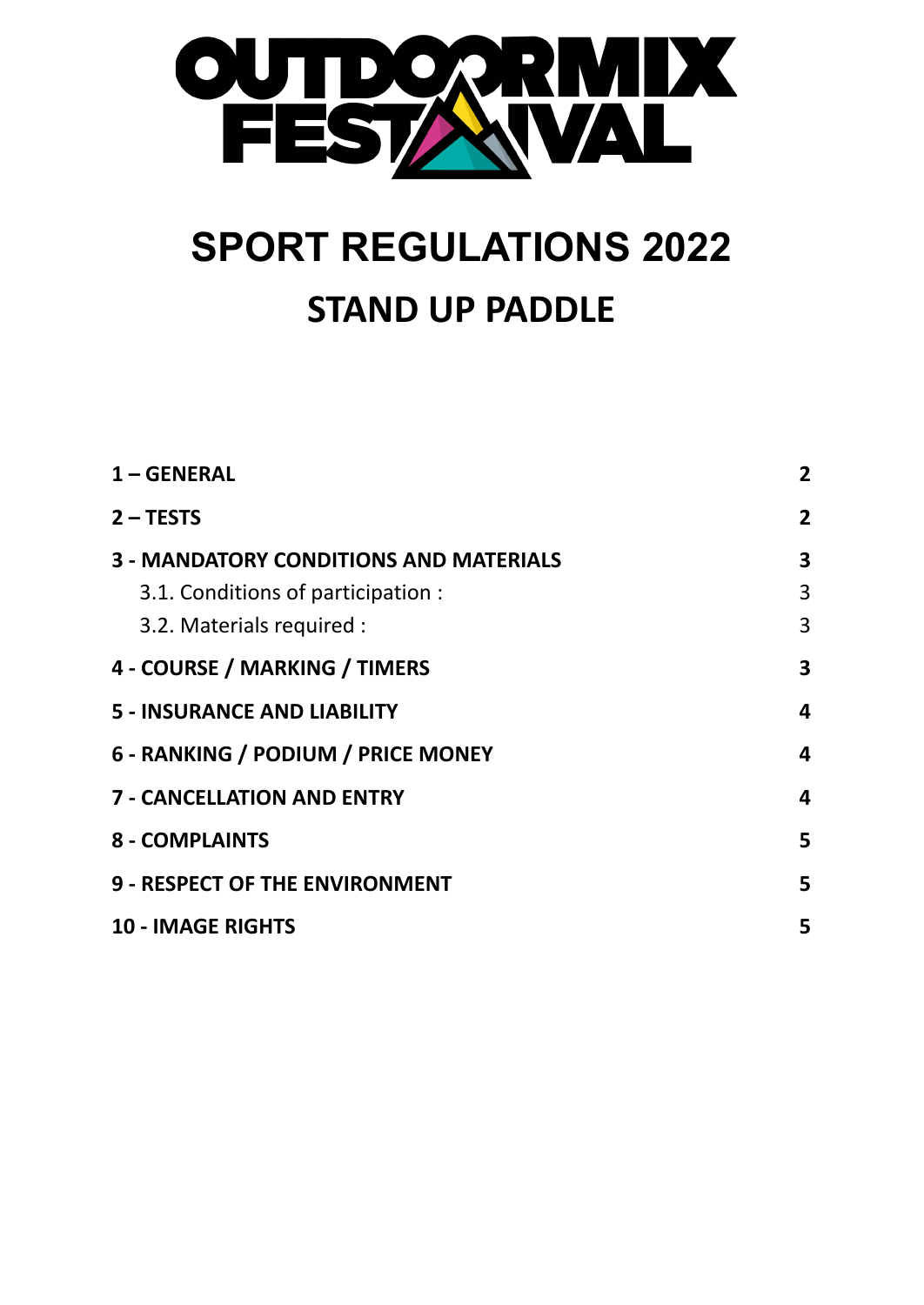# SPORT REGULATIONS 2022

## STAND UP PADDLE

| | |
|---|---|
| **1 – GENERAL** | **2** |
| **2 – TESTS** | **2** |
| **3 - MANDATORY CONDITIONS AND MATERIALS** | **3** |
| 3.1. Conditions of participation : | 3 |
| 3.2. Materials required : | 3 |
| **4 - COURSE / MARKING / TIMERS** | **3** |
| **5 - INSURANCE AND LIABILITY** | **4** |
| **6 - RANKING / PODIUM / PRICE MONEY** | **4** |
| **7 - CANCELLATION AND ENTRY** | **4** |
| **8 - COMPLAINTS** | **5** |
| **9 - RESPECT OF THE ENVIRONMENT** | **5** |
| **10 - IMAGE RIGHTS** | **5** |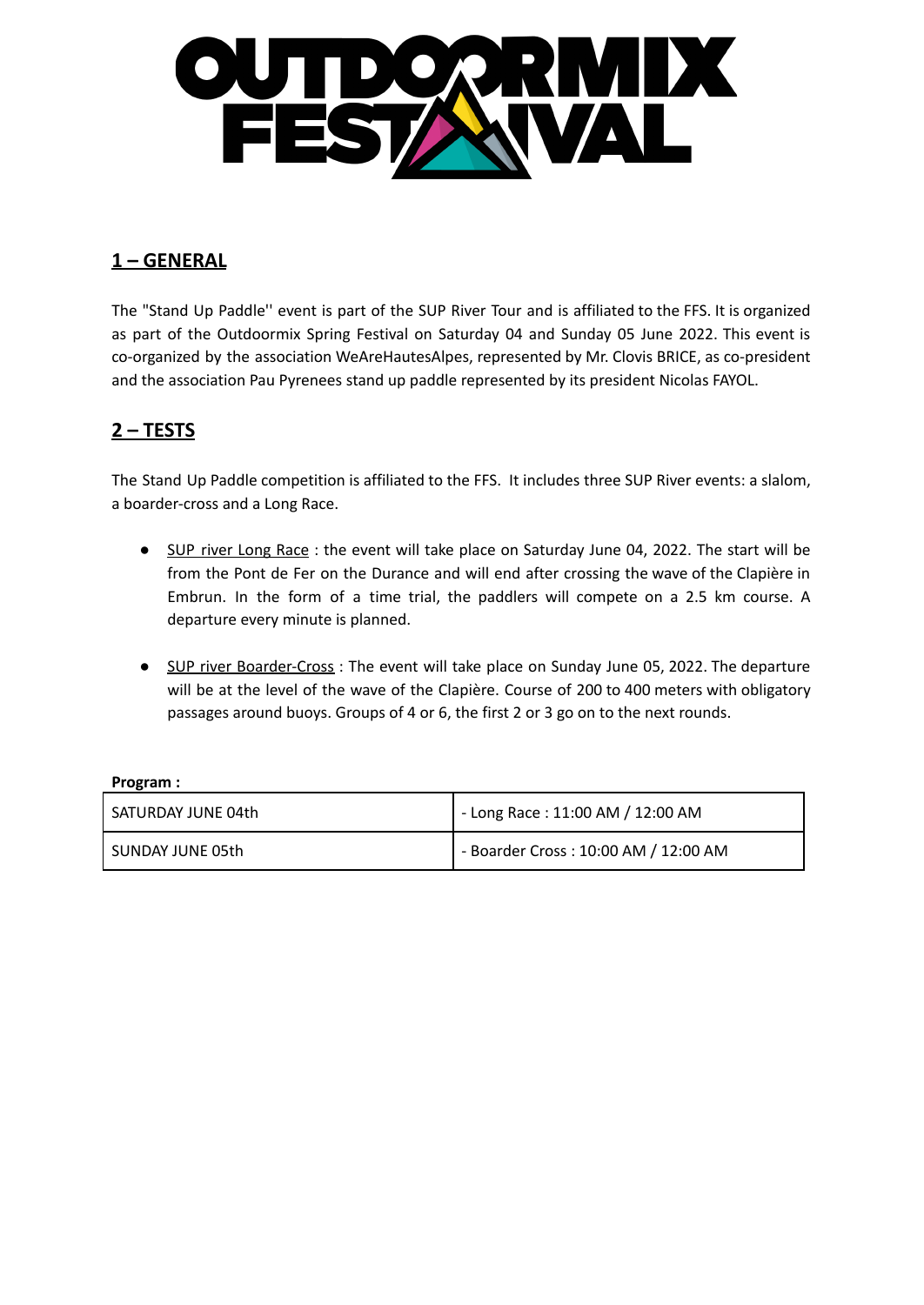## 1 – GENERAL

The "Stand Up Paddle'' event is part of the SUP River Tour and is affiliated to the FFS. It is organized as part of the Outdoormix Spring Festival on Saturday 04 and Sunday 05 June 2022. This event is co-organized by the association WeAreHautesAlpes, represented by Mr. Clovis BRICE, as co-president and the association Pau Pyrenees stand up paddle represented by its president Nicolas FAYOL.

## 2 – TESTS

The Stand Up Paddle competition is affiliated to the FFS. It includes three SUP River events: a slalom, a boarder-cross and a Long Race.

- SUP river Long Race : the event will take place on Saturday June 04, 2022. The start will be from the Pont de Fer on the Durance and will end after crossing the wave of the Clapière in Embrun. In the form of a time trial, the paddlers will compete on a 2.5 km course. A departure every minute is planned.

- SUP river Boarder-Cross : The event will take place on Sunday June 05, 2022. The departure will be at the level of the wave of the Clapière. Course of 200 to 400 meters with obligatory passages around buoys. Groups of 4 or 6, the first 2 or 3 go on to the next rounds.

**Program :**

| | |
|---|---|
| SATURDAY JUNE 04th | - Long Race : 11:00 AM / 12:00 AM |
| SUNDAY JUNE 05th | - Boarder Cross : 10:00 AM / 12:00 AM |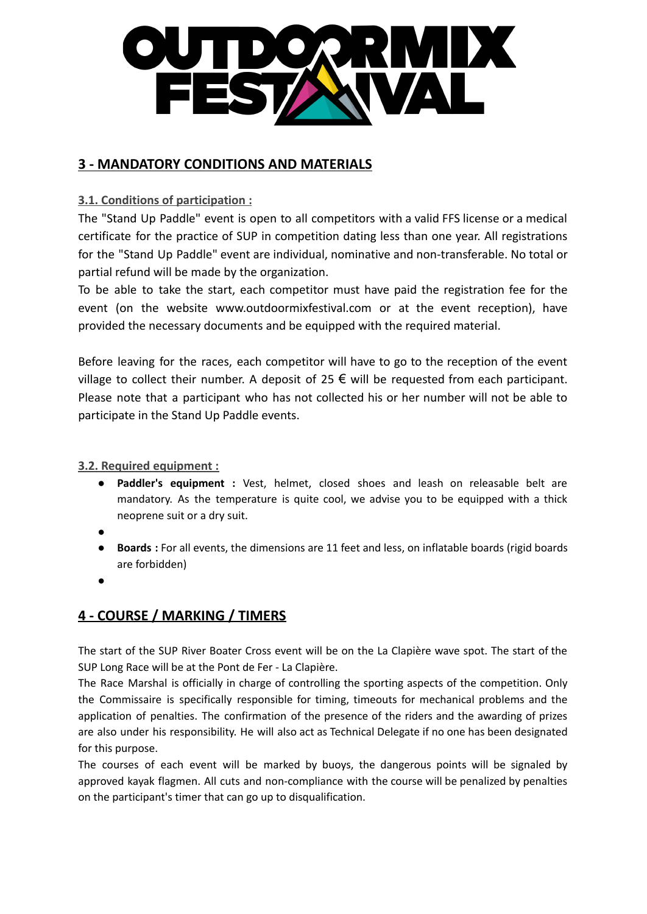## 3 - MANDATORY CONDITIONS AND MATERIALS

### 3.1. Conditions of participation :

The "Stand Up Paddle" event is open to all competitors with a valid FFS license or a medical certificate for the practice of SUP in competition dating less than one year. All registrations for the "Stand Up Paddle" event are individual, nominative and non-transferable. No total or partial refund will be made by the organization.

To be able to take the start, each competitor must have paid the registration fee for the event (on the website www.outdoormixfestival.com or at the event reception), have provided the necessary documents and be equipped with the required material.

Before leaving for the races, each competitor will have to go to the reception of the event village to collect their number. A deposit of 25 € will be requested from each participant. Please note that a participant who has not collected his or her number will not be able to participate in the Stand Up Paddle events.

### 3.2. Required equipment :

- **Paddler's equipment :** Vest, helmet, closed shoes and leash on releasable belt are mandatory. As the temperature is quite cool, we advise you to be equipped with a thick neoprene suit or a dry suit.
- **Boards :** For all events, the dimensions are 11 feet and less, on inflatable boards (rigid boards are forbidden)

## 4 - COURSE / MARKING / TIMERS

The start of the SUP River Boater Cross event will be on the La Clapière wave spot. The start of the SUP Long Race will be at the Pont de Fer - La Clapière.

The Race Marshal is officially in charge of controlling the sporting aspects of the competition. Only the Commissaire is specifically responsible for timing, timeouts for mechanical problems and the application of penalties. The confirmation of the presence of the riders and the awarding of prizes are also under his responsibility. He will also act as Technical Delegate if no one has been designated for this purpose.

The courses of each event will be marked by buoys, the dangerous points will be signaled by approved kayak flagmen. All cuts and non-compliance with the course will be penalized by penalties on the participant's timer that can go up to disqualification.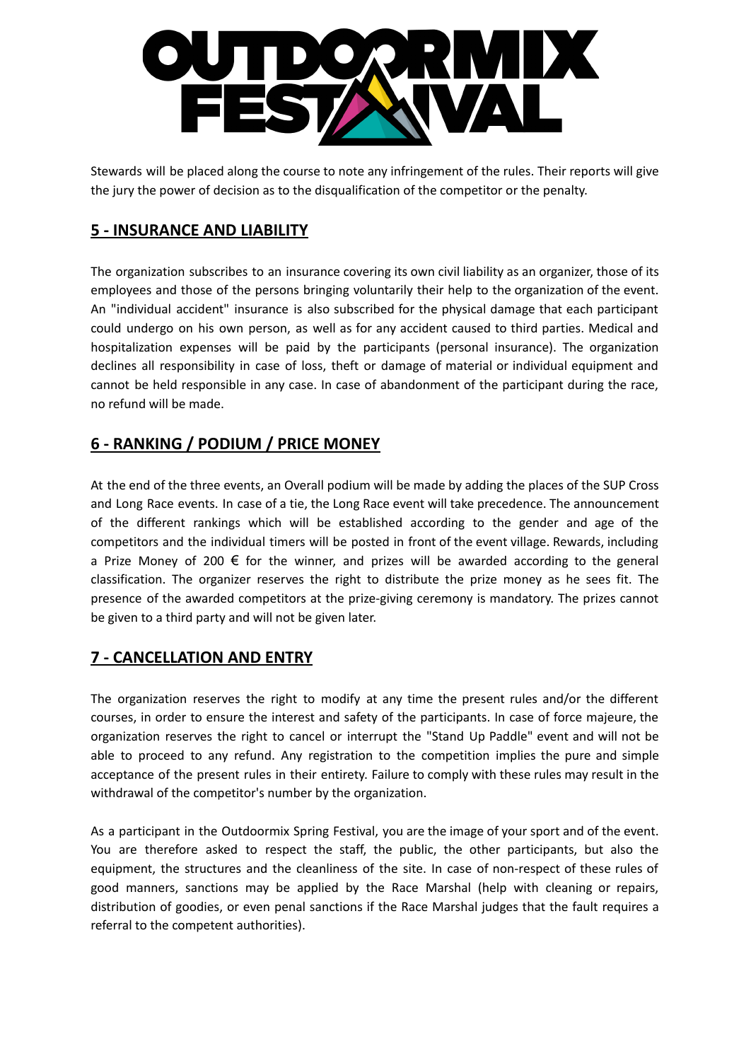Stewards will be placed along the course to note any infringement of the rules. Their reports will give the jury the power of decision as to the disqualification of the competitor or the penalty.

## 5 - INSURANCE AND LIABILITY

The organization subscribes to an insurance covering its own civil liability as an organizer, those of its employees and those of the persons bringing voluntarily their help to the organization of the event. An "individual accident" insurance is also subscribed for the physical damage that each participant could undergo on his own person, as well as for any accident caused to third parties. Medical and hospitalization expenses will be paid by the participants (personal insurance). The organization declines all responsibility in case of loss, theft or damage of material or individual equipment and cannot be held responsible in any case. In case of abandonment of the participant during the race, no refund will be made.

## 6 - RANKING / PODIUM / PRICE MONEY

At the end of the three events, an Overall podium will be made by adding the places of the SUP Cross and Long Race events. In case of a tie, the Long Race event will take precedence. The announcement of the different rankings which will be established according to the gender and age of the competitors and the individual timers will be posted in front of the event village. Rewards, including a Prize Money of 200 € for the winner, and prizes will be awarded according to the general classification. The organizer reserves the right to distribute the prize money as he sees fit. The presence of the awarded competitors at the prize-giving ceremony is mandatory. The prizes cannot be given to a third party and will not be given later.

## 7 - CANCELLATION AND ENTRY

The organization reserves the right to modify at any time the present rules and/or the different courses, in order to ensure the interest and safety of the participants. In case of force majeure, the organization reserves the right to cancel or interrupt the "Stand Up Paddle" event and will not be able to proceed to any refund. Any registration to the competition implies the pure and simple acceptance of the present rules in their entirety. Failure to comply with these rules may result in the withdrawal of the competitor's number by the organization.

As a participant in the Outdoormix Spring Festival, you are the image of your sport and of the event. You are therefore asked to respect the staff, the public, the other participants, but also the equipment, the structures and the cleanliness of the site. In case of non-respect of these rules of good manners, sanctions may be applied by the Race Marshal (help with cleaning or repairs, distribution of goodies, or even penal sanctions if the Race Marshal judges that the fault requires a referral to the competent authorities).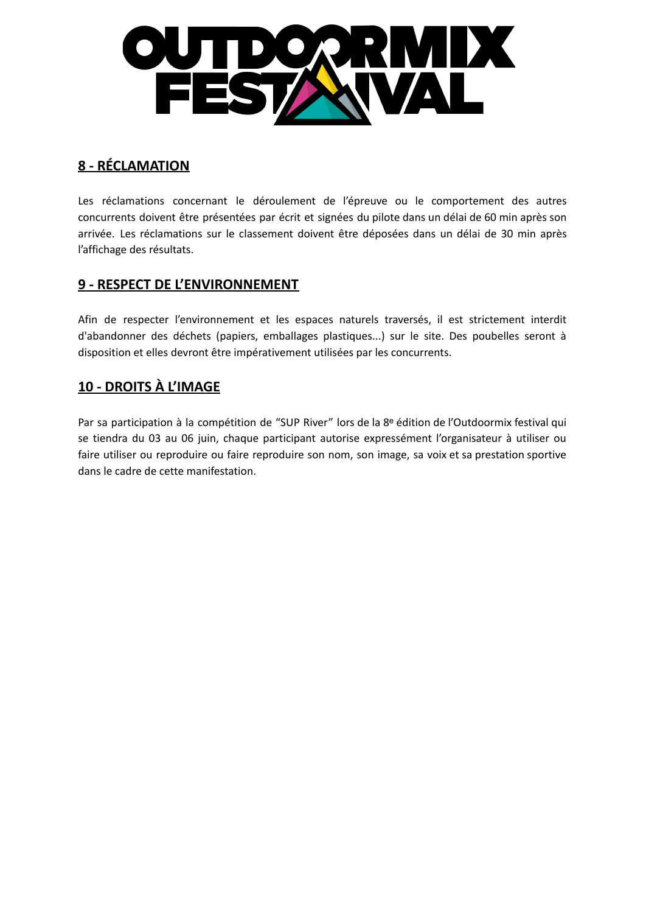## 8 - RÉCLAMATION

Les réclamations concernant le déroulement de l'épreuve ou le comportement des autres concurrents doivent être présentées par écrit et signées du pilote dans un délai de 60 min après son arrivée. Les réclamations sur le classement doivent être déposées dans un délai de 30 min après l'affichage des résultats.

## 9 - RESPECT DE L'ENVIRONNEMENT

Afin de respecter l'environnement et les espaces naturels traversés, il est strictement interdit d'abandonner des déchets (papiers, emballages plastiques...) sur le site. Des poubelles seront à disposition et elles devront être impérativement utilisées par les concurrents.

## 10 - DROITS À L'IMAGE

Par sa participation à la compétition de "SUP River" lors de la 8e édition de l'Outdoormix festival qui se tiendra du 03 au 06 juin, chaque participant autorise expressément l'organisateur à utiliser ou faire utiliser ou reproduire ou faire reproduire son nom, son image, sa voix et sa prestation sportive dans le cadre de cette manifestation.